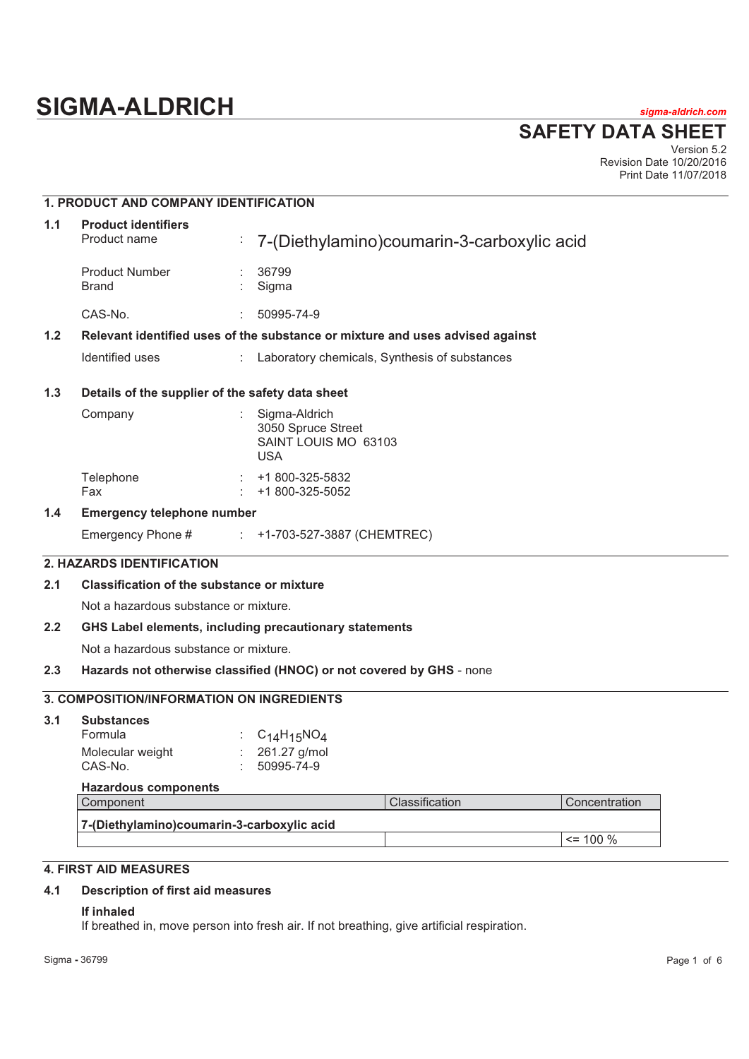# SIGMA-ALDRICH

*sigma-aldrich.com*

# SAFETY DATA SHEET

Version 5.2
Revision Date 10/20/2016
Print Date 11/07/2018

## 1. PRODUCT AND COMPANY IDENTIFICATION

### 1.1 Product identifiers

Product name : 7-(Diethylamino)coumarin-3-carboxylic acid

Product Number : 36799
Brand : Sigma

CAS-No. : 50995-74-9

### 1.2 Relevant identified uses of the substance or mixture and uses advised against

Identified uses : Laboratory chemicals, Synthesis of substances

### 1.3 Details of the supplier of the safety data sheet

Company : Sigma-Aldrich
3050 Spruce Street
SAINT LOUIS MO 63103
USA

Telephone : +1 800-325-5832
Fax : +1 800-325-5052

### 1.4 Emergency telephone number

Emergency Phone # : +1-703-527-3887 (CHEMTREC)

## 2. HAZARDS IDENTIFICATION

### 2.1 Classification of the substance or mixture

Not a hazardous substance or mixture.

### 2.2 GHS Label elements, including precautionary statements

Not a hazardous substance or mixture.

### 2.3 Hazards not otherwise classified (HNOC) or not covered by GHS - none

## 3. COMPOSITION/INFORMATION ON INGREDIENTS

### 3.1 Substances

Formula : $C_{14}H_{15}NO_4$
Molecular weight : 261.27 g/mol
CAS-No. : 50995-74-9

**Hazardous components**

| Component | Classification | Concentration |
|---|---|---|
| **7-(Diethylamino)coumarin-3-carboxylic acid** | | |
| | | <= 100 % |

## 4. FIRST AID MEASURES

### 4.1 Description of first aid measures

**If inhaled**
If breathed in, move person into fresh air. If not breathing, give artificial respiration.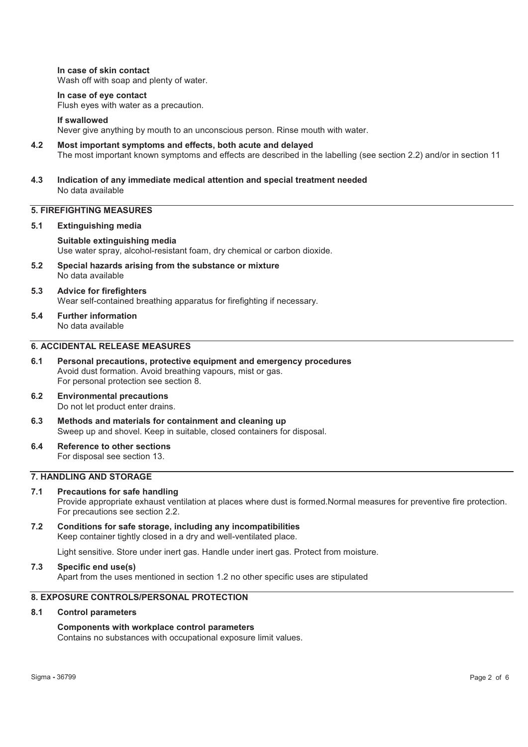**In case of skin contact**
Wash off with soap and plenty of water.

**In case of eye contact**
Flush eyes with water as a precaution.

**If swallowed**
Never give anything by mouth to an unconscious person. Rinse mouth with water.

### 4.2 Most important symptoms and effects, both acute and delayed

The most important known symptoms and effects are described in the labelling (see section 2.2) and/or in section 11

### 4.3 Indication of any immediate medical attention and special treatment needed

No data available

## 5. FIREFIGHTING MEASURES

### 5.1 Extinguishing media

**Suitable extinguishing media**
Use water spray, alcohol-resistant foam, dry chemical or carbon dioxide.

### 5.2 Special hazards arising from the substance or mixture

No data available

### 5.3 Advice for firefighters

Wear self-contained breathing apparatus for firefighting if necessary.

### 5.4 Further information

No data available

## 6. ACCIDENTAL RELEASE MEASURES

### 6.1 Personal precautions, protective equipment and emergency procedures

Avoid dust formation. Avoid breathing vapours, mist or gas.
For personal protection see section 8.

### 6.2 Environmental precautions

Do not let product enter drains.

### 6.3 Methods and materials for containment and cleaning up

Sweep up and shovel. Keep in suitable, closed containers for disposal.

### 6.4 Reference to other sections

For disposal see section 13.

## 7. HANDLING AND STORAGE

### 7.1 Precautions for safe handling

Provide appropriate exhaust ventilation at places where dust is formed.Normal measures for preventive fire protection.
For precautions see section 2.2.

### 7.2 Conditions for safe storage, including any incompatibilities

Keep container tightly closed in a dry and well-ventilated place.

Light sensitive. Store under inert gas. Handle under inert gas. Protect from moisture.

### 7.3 Specific end use(s)

Apart from the uses mentioned in section 1.2 no other specific uses are stipulated

## 8. EXPOSURE CONTROLS/PERSONAL PROTECTION

### 8.1 Control parameters

**Components with workplace control parameters**
Contains no substances with occupational exposure limit values.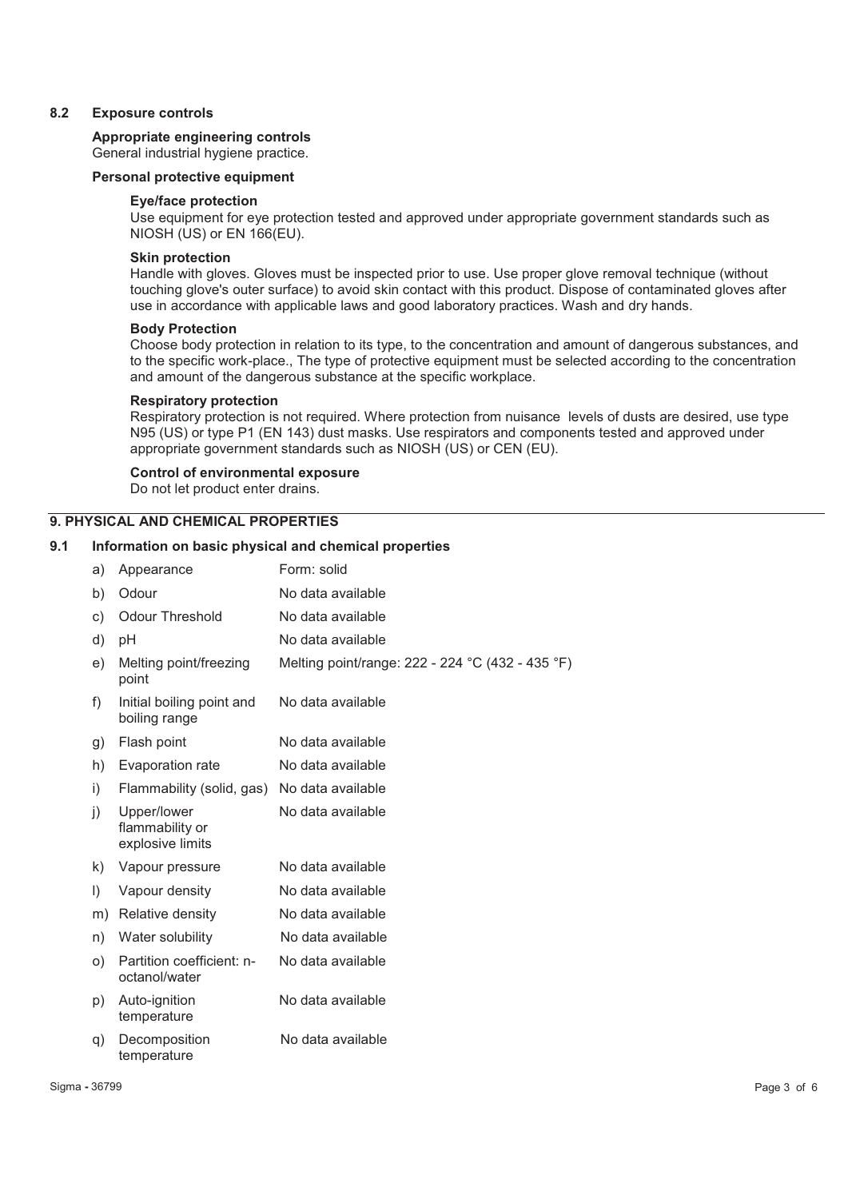## 8.2 Exposure controls

### Appropriate engineering controls

General industrial hygiene practice.

### Personal protective equipment

**Eye/face protection**

Use equipment for eye protection tested and approved under appropriate government standards such as NIOSH (US) or EN 166(EU).

**Skin protection**

Handle with gloves. Gloves must be inspected prior to use. Use proper glove removal technique (without touching glove's outer surface) to avoid skin contact with this product. Dispose of contaminated gloves after use in accordance with applicable laws and good laboratory practices. Wash and dry hands.

**Body Protection**

Choose body protection in relation to its type, to the concentration and amount of dangerous substances, and to the specific work-place., The type of protective equipment must be selected according to the concentration and amount of the dangerous substance at the specific workplace.

**Respiratory protection**

Respiratory protection is not required. Where protection from nuisance levels of dusts are desired, use type N95 (US) or type P1 (EN 143) dust masks. Use respirators and components tested and approved under appropriate government standards such as NIOSH (US) or CEN (EU).

**Control of environmental exposure**

Do not let product enter drains.

# 9. PHYSICAL AND CHEMICAL PROPERTIES

## 9.1 Information on basic physical and chemical properties

| | | |
|---|---|---|
| a) | Appearance | Form: solid |
| b) | Odour | No data available |
| c) | Odour Threshold | No data available |
| d) | pH | No data available |
| e) | Melting point/freezing point | Melting point/range: 222 - 224 °C (432 - 435 °F) |
| f) | Initial boiling point and boiling range | No data available |
| g) | Flash point | No data available |
| h) | Evaporation rate | No data available |
| i) | Flammability (solid, gas) | No data available |
| j) | Upper/lower flammability or explosive limits | No data available |
| k) | Vapour pressure | No data available |
| l) | Vapour density | No data available |
| m) | Relative density | No data available |
| n) | Water solubility | No data available |
| o) | Partition coefficient: n-octanol/water | No data available |
| p) | Auto-ignition temperature | No data available |
| q) | Decomposition temperature | No data available |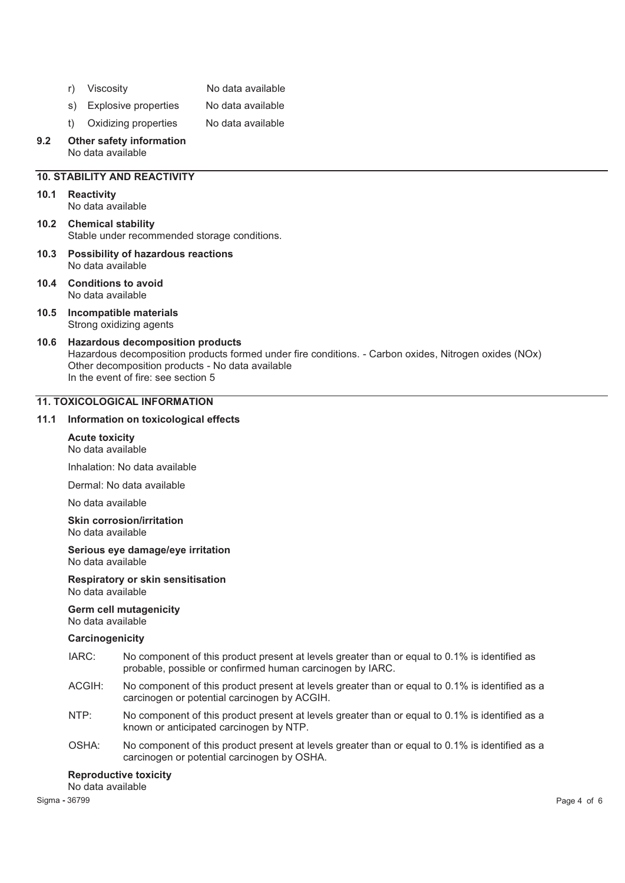r) Viscosity No data available

s) Explosive properties No data available

t) Oxidizing properties No data available

**9.2 Other safety information**

No data available

## 10. STABILITY AND REACTIVITY

**10.1 Reactivity**

No data available

**10.2 Chemical stability**

Stable under recommended storage conditions.

**10.3 Possibility of hazardous reactions**

No data available

**10.4 Conditions to avoid**

No data available

**10.5 Incompatible materials**

Strong oxidizing agents

**10.6 Hazardous decomposition products**

Hazardous decomposition products formed under fire conditions. - Carbon oxides, Nitrogen oxides (NOx)
Other decomposition products - No data available
In the event of fire: see section 5

## 11. TOXICOLOGICAL INFORMATION

**11.1 Information on toxicological effects**

**Acute toxicity**

No data available

Inhalation: No data available

Dermal: No data available

No data available

**Skin corrosion/irritation**

No data available

**Serious eye damage/eye irritation**

No data available

**Respiratory or skin sensitisation**

No data available

**Germ cell mutagenicity**

No data available

**Carcinogenicity**

IARC: No component of this product present at levels greater than or equal to 0.1% is identified as probable, possible or confirmed human carcinogen by IARC.

ACGIH: No component of this product present at levels greater than or equal to 0.1% is identified as a carcinogen or potential carcinogen by ACGIH.

NTP: No component of this product present at levels greater than or equal to 0.1% is identified as a known or anticipated carcinogen by NTP.

OSHA: No component of this product present at levels greater than or equal to 0.1% is identified as a carcinogen or potential carcinogen by OSHA.

**Reproductive toxicity**

No data available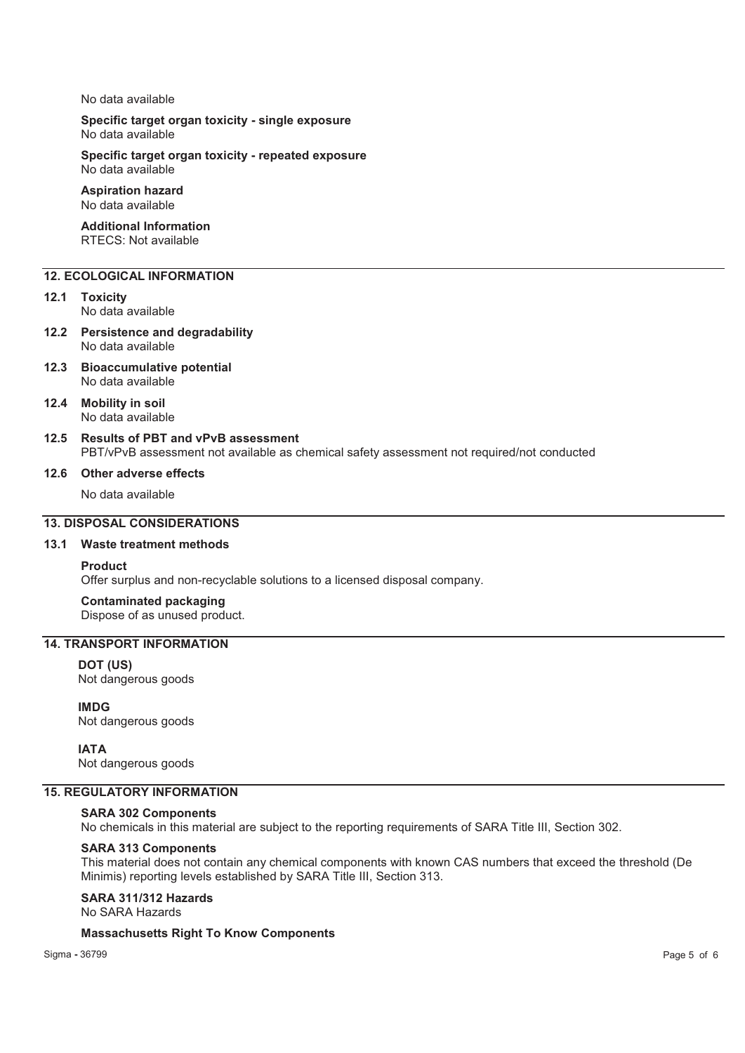No data available

**Specific target organ toxicity - single exposure**
No data available

**Specific target organ toxicity - repeated exposure**
No data available

**Aspiration hazard**
No data available

**Additional Information**
RTECS: Not available

## 12. ECOLOGICAL INFORMATION

**12.1 Toxicity**
No data available

**12.2 Persistence and degradability**
No data available

**12.3 Bioaccumulative potential**
No data available

**12.4 Mobility in soil**
No data available

**12.5 Results of PBT and vPvB assessment**
PBT/vPvB assessment not available as chemical safety assessment not required/not conducted

**12.6 Other adverse effects**

No data available

## 13. DISPOSAL CONSIDERATIONS

**13.1 Waste treatment methods**

**Product**
Offer surplus and non-recyclable solutions to a licensed disposal company.

**Contaminated packaging**
Dispose of as unused product.

## 14. TRANSPORT INFORMATION

**DOT (US)**
Not dangerous goods

**IMDG**
Not dangerous goods

**IATA**
Not dangerous goods

## 15. REGULATORY INFORMATION

**SARA 302 Components**
No chemicals in this material are subject to the reporting requirements of SARA Title III, Section 302.

**SARA 313 Components**
This material does not contain any chemical components with known CAS numbers that exceed the threshold (De Minimis) reporting levels established by SARA Title III, Section 313.

**SARA 311/312 Hazards**
No SARA Hazards

**Massachusetts Right To Know Components**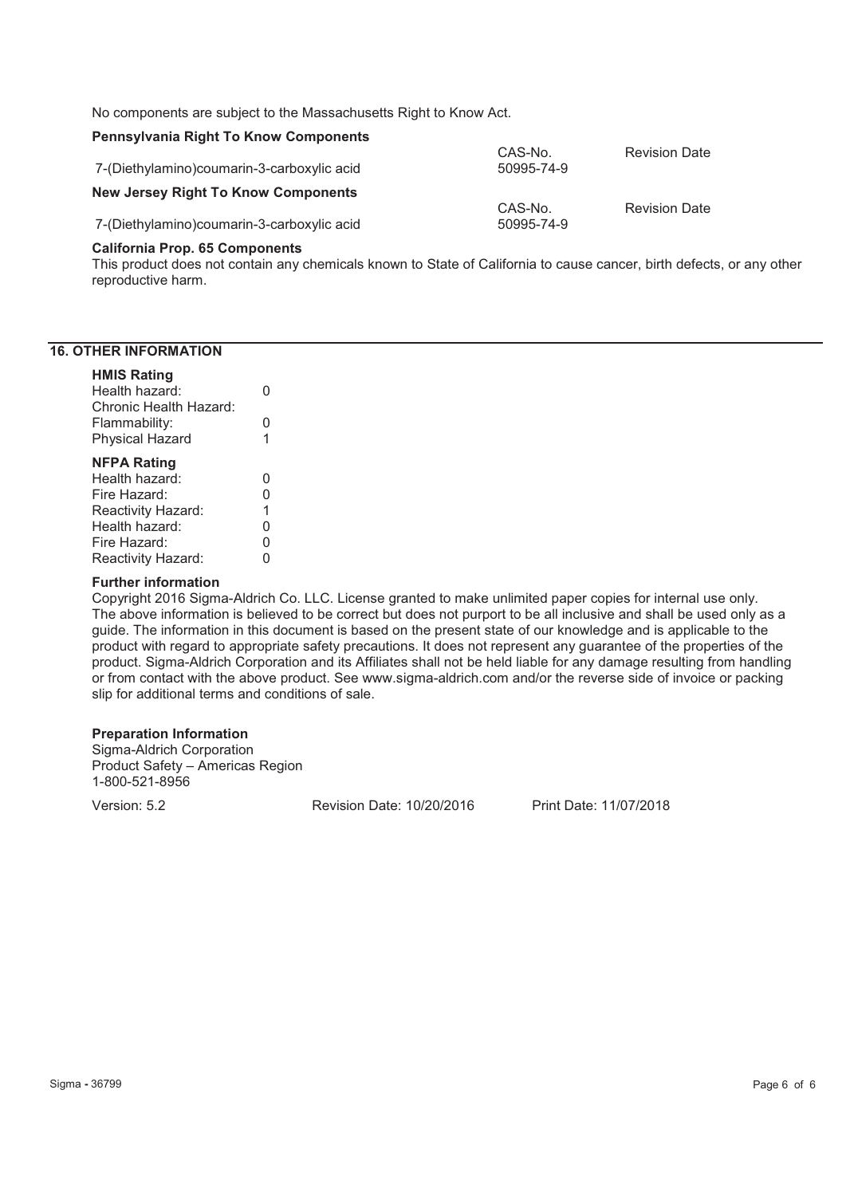No components are subject to the Massachusetts Right to Know Act.

**Pennsylvania Right To Know Components**

| | CAS-No. | Revision Date |
|---|---|---|
| 7-(Diethylamino)coumarin-3-carboxylic acid | 50995-74-9 | |

**New Jersey Right To Know Components**

| | CAS-No. | Revision Date |
|---|---|---|
| 7-(Diethylamino)coumarin-3-carboxylic acid | 50995-74-9 | |

**California Prop. 65 Components**

This product does not contain any chemicals known to State of California to cause cancer, birth defects, or any other reproductive harm.

## 16. OTHER INFORMATION

**HMIS Rating**

| | |
|---|---|
| Health hazard: | 0 |
| Chronic Health Hazard: | |
| Flammability: | 0 |
| Physical Hazard | 1 |

**NFPA Rating**

| | |
|---|---|
| Health hazard: | 0 |
| Fire Hazard: | 0 |
| Reactivity Hazard: | 1 |
| Health hazard: | 0 |
| Fire Hazard: | 0 |
| Reactivity Hazard: | 0 |

**Further information**

Copyright 2016 Sigma-Aldrich Co. LLC. License granted to make unlimited paper copies for internal use only. The above information is believed to be correct but does not purport to be all inclusive and shall be used only as a guide. The information in this document is based on the present state of our knowledge and is applicable to the product with regard to appropriate safety precautions. It does not represent any guarantee of the properties of the product. Sigma-Aldrich Corporation and its Affiliates shall not be held liable for any damage resulting from handling or from contact with the above product. See www.sigma-aldrich.com and/or the reverse side of invoice or packing slip for additional terms and conditions of sale.

**Preparation Information**

Sigma-Aldrich Corporation
Product Safety – Americas Region
1-800-521-8956

Version: 5.2 Revision Date: 10/20/2016 Print Date: 11/07/2018